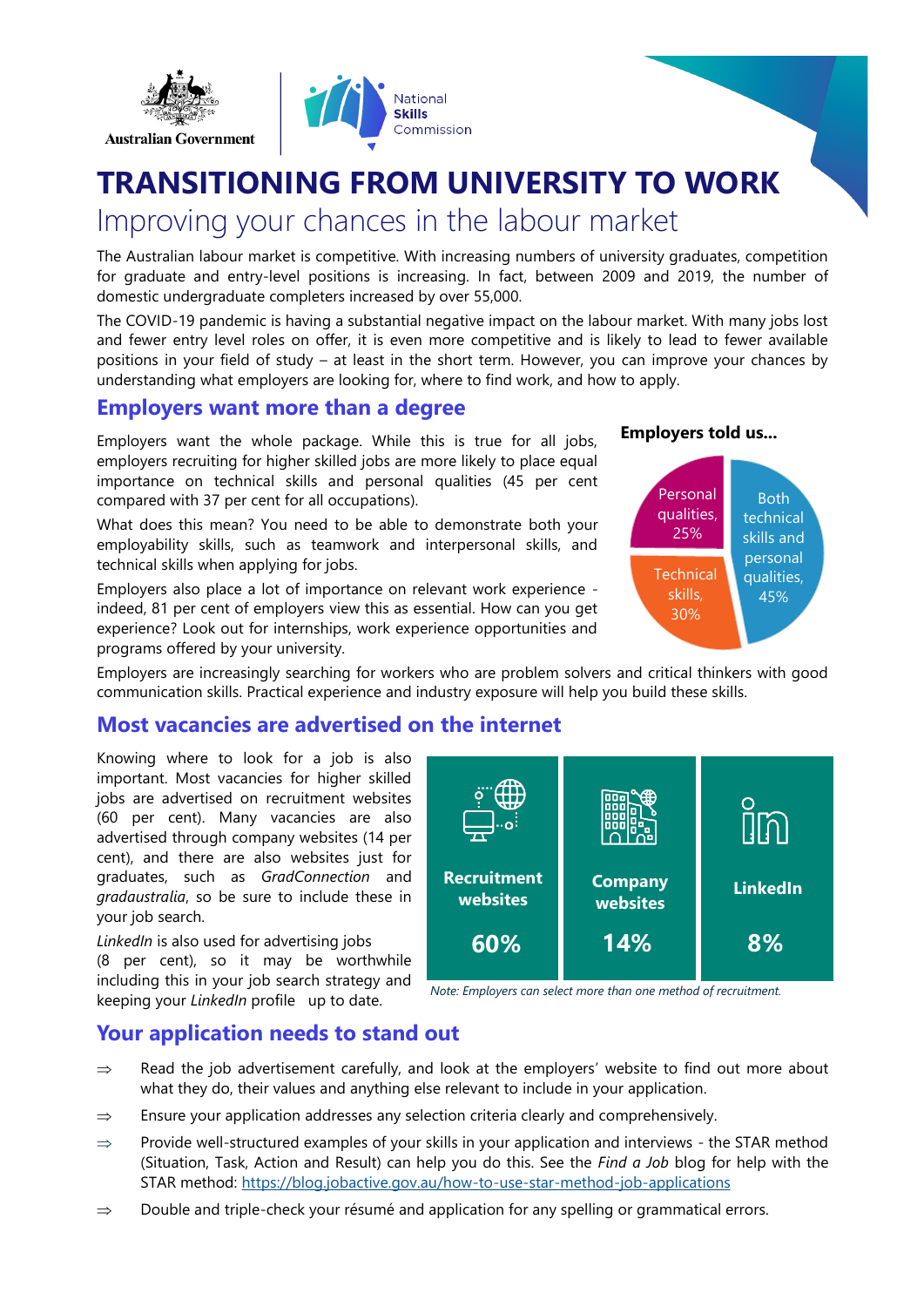Australian Government

National Skills Commission

# TRANSITIONING FROM UNIVERSITY TO WORK

## Improving your chances in the labour market

The Australian labour market is competitive. With increasing numbers of university graduates, competition for graduate and entry-level positions is increasing. In fact, between 2009 and 2019, the number of domestic undergraduate completers increased by over 55,000.

The COVID-19 pandemic is having a substantial negative impact on the labour market. With many jobs lost and fewer entry level roles on offer, it is even more competitive and is likely to lead to fewer available positions in your field of study – at least in the short term. However, you can improve your chances by understanding what employers are looking for, where to find work, and how to apply.

## Employers want more than a degree

Employers want the whole package. While this is true for all jobs, employers recruiting for higher skilled jobs are more likely to place equal importance on technical skills and personal qualities (45 per cent compared with 37 per cent for all occupations).

What does this mean? You need to be able to demonstrate both your employability skills, such as teamwork and interpersonal skills, and technical skills when applying for jobs.

Employers also place a lot of importance on relevant work experience - indeed, 81 per cent of employers view this as essential. How can you get experience? Look out for internships, work experience opportunities and programs offered by your university.

**Employers told us...**

Personal qualities, 25%

Technical skills, 30%

Both technical skills and personal qualities, 45%

Employers are increasingly searching for workers who are problem solvers and critical thinkers with good communication skills. Practical experience and industry exposure will help you build these skills.

## Most vacancies are advertised on the internet

Knowing where to look for a job is also important. Most vacancies for higher skilled jobs are advertised on recruitment websites (60 per cent). Many vacancies are also advertised through company websites (14 per cent), and there are also websites just for graduates, such as *GradConnection* and *gradaustralia*, so be sure to include these in your job search.

*LinkedIn* is also used for advertising jobs (8 per cent), so it may be worthwhile including this in your job search strategy and keeping your *LinkedIn* profile up to date.

**Recruitment websites** 60%

**Company websites** 14%

**LinkedIn** 8%

*Note: Employers can select more than one method of recruitment.*

## Your application needs to stand out

- ⇒ Read the job advertisement carefully, and look at the employers' website to find out more about what they do, their values and anything else relevant to include in your application.
- ⇒ Ensure your application addresses any selection criteria clearly and comprehensively.
- ⇒ Provide well-structured examples of your skills in your application and interviews - the STAR method (Situation, Task, Action and Result) can help you do this. See the *Find a Job* blog for help with the STAR method: https://blog.jobactive.gov.au/how-to-use-star-method-job-applications
- ⇒ Double and triple-check your résumé and application for any spelling or grammatical errors.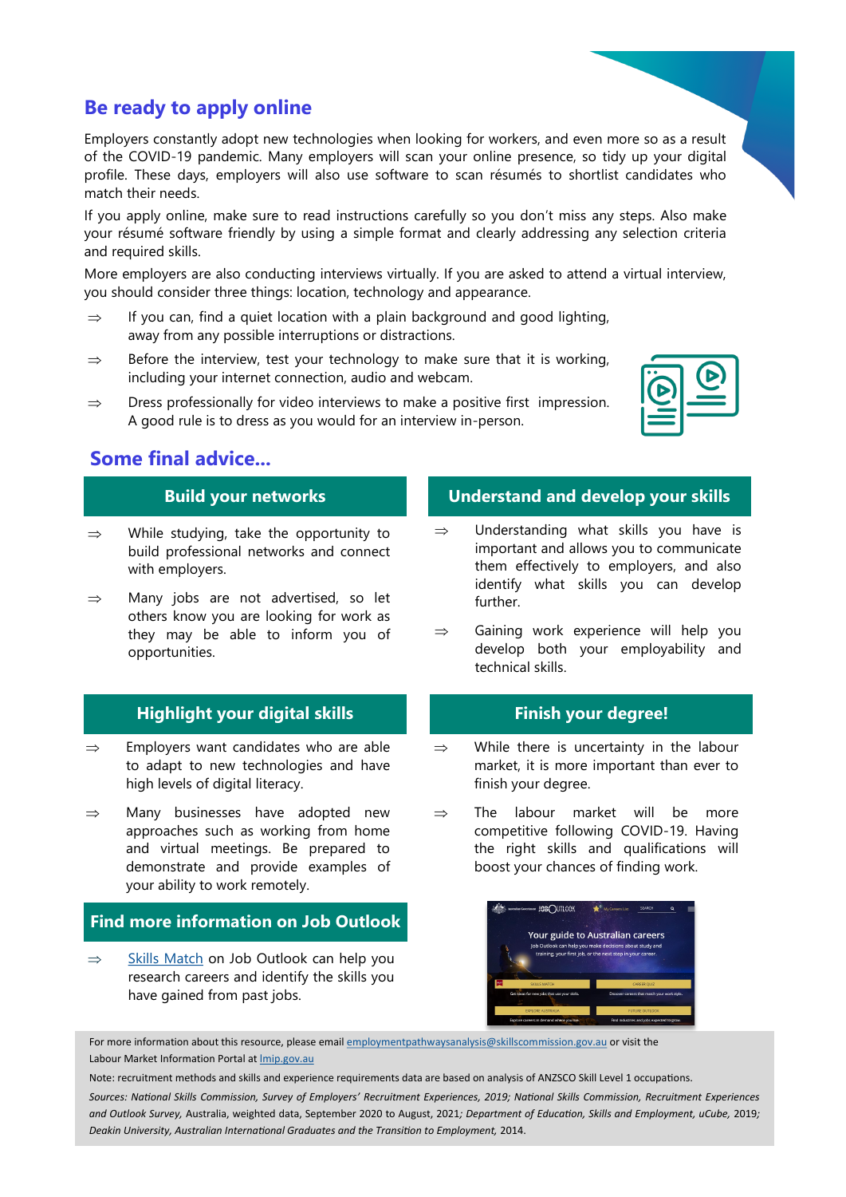## Be ready to apply online

Employers constantly adopt new technologies when looking for workers, and even more so as a result of the COVID-19 pandemic. Many employers will scan your online presence, so tidy up your digital profile. These days, employers will also use software to scan résumés to shortlist candidates who match their needs.

If you apply online, make sure to read instructions carefully so you don't miss any steps. Also make your résumé software friendly by using a simple format and clearly addressing any selection criteria and required skills.

More employers are also conducting interviews virtually. If you are asked to attend a virtual interview, you should consider three things: location, technology and appearance.

- ⇒ If you can, find a quiet location with a plain background and good lighting, away from any possible interruptions or distractions.
- ⇒ Before the interview, test your technology to make sure that it is working, including your internet connection, audio and webcam.
- ⇒ Dress professionally for video interviews to make a positive first impression. A good rule is to dress as you would for an interview in-person.

## Some final advice...

### Build your networks

- ⇒ While studying, take the opportunity to build professional networks and connect with employers.
- ⇒ Many jobs are not advertised, so let others know you are looking for work as they may be able to inform you of opportunities.

### Understand and develop your skills

- ⇒ Understanding what skills you have is important and allows you to communicate them effectively to employers, and also identify what skills you can develop further.
- ⇒ Gaining work experience will help you develop both your employability and technical skills.

### Highlight your digital skills

- ⇒ Employers want candidates who are able to adapt to new technologies and have high levels of digital literacy.
- ⇒ Many businesses have adopted new approaches such as working from home and virtual meetings. Be prepared to demonstrate and provide examples of your ability to work remotely.

### Finish your degree!

- ⇒ While there is uncertainty in the labour market, it is more important than ever to finish your degree.
- ⇒ The labour market will be more competitive following COVID-19. Having the right skills and qualifications will boost your chances of finding work.

### Find more information on Job Outlook

- ⇒ Skills Match on Job Outlook can help you research careers and identify the skills you have gained from past jobs.

For more information about this resource, please email employmentpathwaysanalysis@skillscommission.gov.au or visit the Labour Market Information Portal at lmip.gov.au

Note: recruitment methods and skills and experience requirements data are based on analysis of ANZSCO Skill Level 1 occupations.

*Sources: National Skills Commission, Survey of Employers' Recruitment Experiences, 2019; National Skills Commission, Recruitment Experiences and Outlook Survey,* Australia, weighted data, September 2020 to August, 2021*; Department of Education, Skills and Employment, uCube,* 2019; *Deakin University, Australian International Graduates and the Transition to Employment,* 2014.